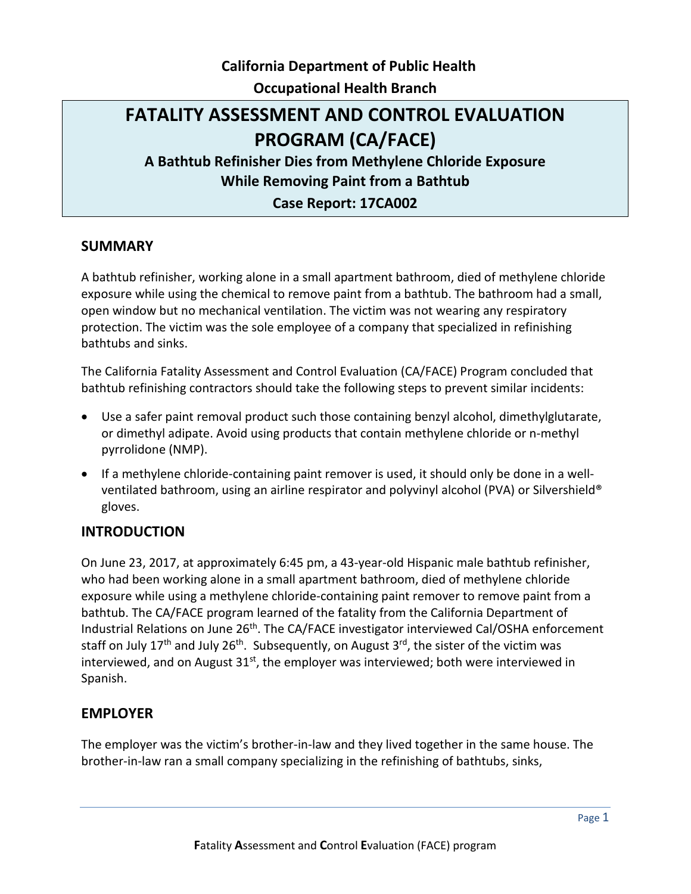California Department of Public Health

Occupational Health Branch

# FATALITY ASSESSMENT AND CONTROL EVALUATION PROGRAM (CA/FACE)

### A Bathtub Refinisher Dies from Methylene Chloride Exposure While Removing Paint from a Bathtub

### Case Report: 17CA002

## SUMMARY

A bathtub refinisher, working alone in a small apartment bathroom, died of methylene chloride exposure while using the chemical to remove paint from a bathtub. The bathroom had a small, open window but no mechanical ventilation. The victim was not wearing any respiratory protection. The victim was the sole employee of a company that specialized in refinishing bathtubs and sinks.

The California Fatality Assessment and Control Evaluation (CA/FACE) Program concluded that bathtub refinishing contractors should take the following steps to prevent similar incidents:

- Use a safer paint removal product such those containing benzyl alcohol, dimethylglutarate, or dimethyl adipate. Avoid using products that contain methylene chloride or n-methyl pyrrolidone (NMP).
- If a methylene chloride-containing paint remover is used, it should only be done in a well-ventilated bathroom, using an airline respirator and polyvinyl alcohol (PVA) or Silvershield® gloves.

## INTRODUCTION

On June 23, 2017, at approximately 6:45 pm, a 43-year-old Hispanic male bathtub refinisher, who had been working alone in a small apartment bathroom, died of methylene chloride exposure while using a methylene chloride-containing paint remover to remove paint from a bathtub. The CA/FACE program learned of the fatality from the California Department of Industrial Relations on June 26th. The CA/FACE investigator interviewed Cal/OSHA enforcement staff on July 17th and July 26th. Subsequently, on August 3rd, the sister of the victim was interviewed, and on August 31st, the employer was interviewed; both were interviewed in Spanish.

## EMPLOYER

The employer was the victim's brother-in-law and they lived together in the same house. The brother-in-law ran a small company specializing in the refinishing of bathtubs, sinks,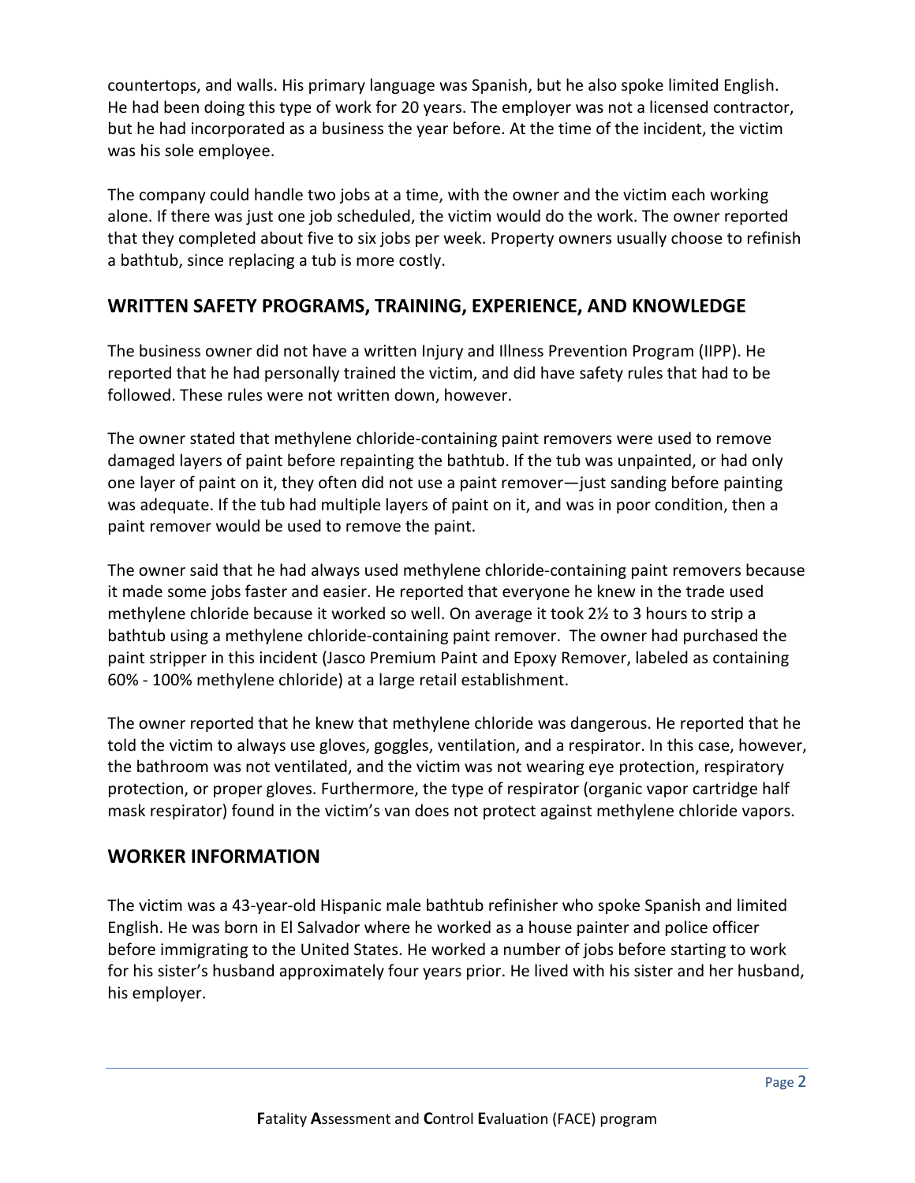countertops, and walls. His primary language was Spanish, but he also spoke limited English. He had been doing this type of work for 20 years. The employer was not a licensed contractor, but he had incorporated as a business the year before. At the time of the incident, the victim was his sole employee.

The company could handle two jobs at a time, with the owner and the victim each working alone. If there was just one job scheduled, the victim would do the work. The owner reported that they completed about five to six jobs per week. Property owners usually choose to refinish a bathtub, since replacing a tub is more costly.

## WRITTEN SAFETY PROGRAMS, TRAINING, EXPERIENCE, AND KNOWLEDGE

The business owner did not have a written Injury and Illness Prevention Program (IIPP). He reported that he had personally trained the victim, and did have safety rules that had to be followed. These rules were not written down, however.

The owner stated that methylene chloride-containing paint removers were used to remove damaged layers of paint before repainting the bathtub. If the tub was unpainted, or had only one layer of paint on it, they often did not use a paint remover—just sanding before painting was adequate. If the tub had multiple layers of paint on it, and was in poor condition, then a paint remover would be used to remove the paint.

The owner said that he had always used methylene chloride-containing paint removers because it made some jobs faster and easier. He reported that everyone he knew in the trade used methylene chloride because it worked so well. On average it took 2½ to 3 hours to strip a bathtub using a methylene chloride-containing paint remover. The owner had purchased the paint stripper in this incident (Jasco Premium Paint and Epoxy Remover, labeled as containing 60% - 100% methylene chloride) at a large retail establishment.

The owner reported that he knew that methylene chloride was dangerous. He reported that he told the victim to always use gloves, goggles, ventilation, and a respirator. In this case, however, the bathroom was not ventilated, and the victim was not wearing eye protection, respiratory protection, or proper gloves. Furthermore, the type of respirator (organic vapor cartridge half mask respirator) found in the victim's van does not protect against methylene chloride vapors.

## WORKER INFORMATION

The victim was a 43-year-old Hispanic male bathtub refinisher who spoke Spanish and limited English. He was born in El Salvador where he worked as a house painter and police officer before immigrating to the United States. He worked a number of jobs before starting to work for his sister's husband approximately four years prior. He lived with his sister and her husband, his employer.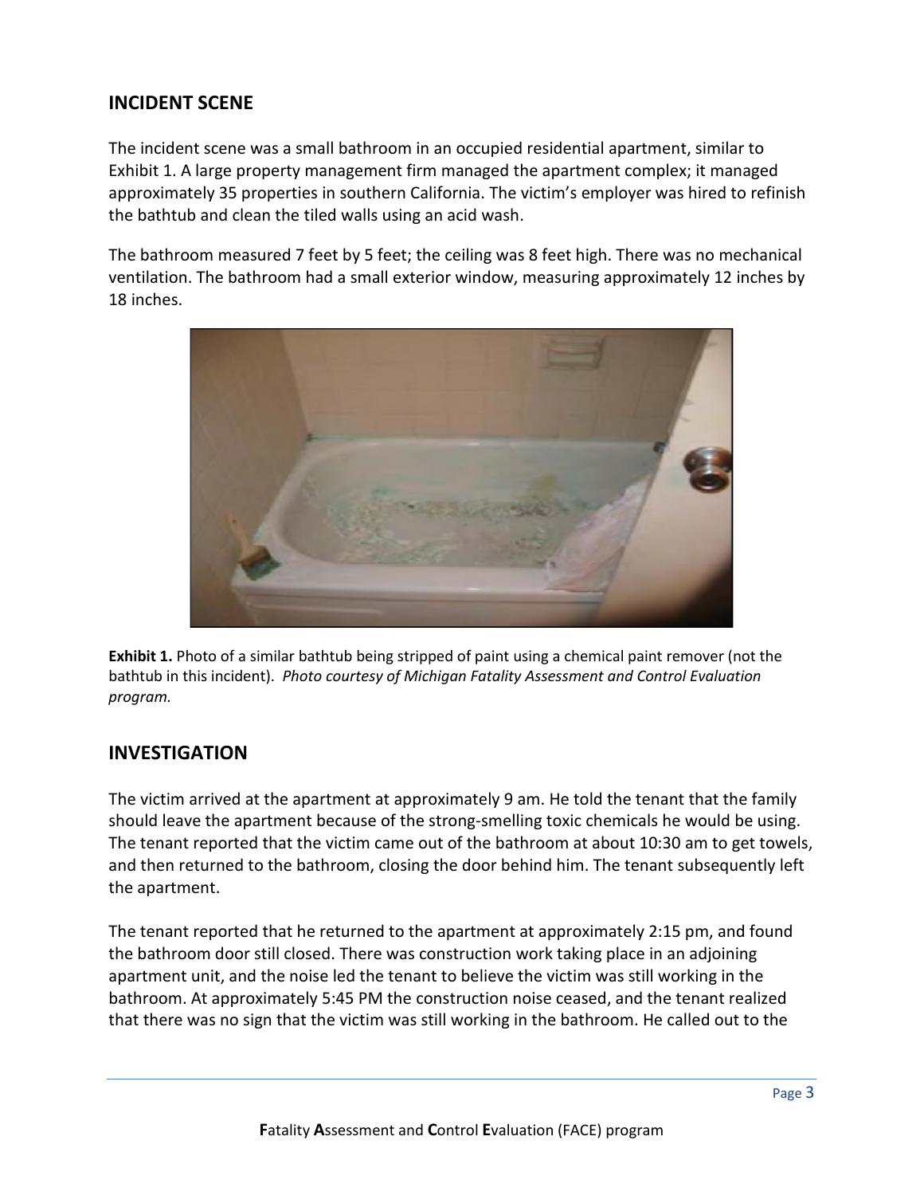## INCIDENT SCENE

The incident scene was a small bathroom in an occupied residential apartment, similar to Exhibit 1. A large property management firm managed the apartment complex; it managed approximately 35 properties in southern California. The victim's employer was hired to refinish the bathtub and clean the tiled walls using an acid wash.

The bathroom measured 7 feet by 5 feet; the ceiling was 8 feet high. There was no mechanical ventilation. The bathroom had a small exterior window, measuring approximately 12 inches by 18 inches.

**Exhibit 1.** Photo of a similar bathtub being stripped of paint using a chemical paint remover (not the bathtub in this incident). *Photo courtesy of Michigan Fatality Assessment and Control Evaluation program.*

## INVESTIGATION

The victim arrived at the apartment at approximately 9 am. He told the tenant that the family should leave the apartment because of the strong-smelling toxic chemicals he would be using. The tenant reported that the victim came out of the bathroom at about 10:30 am to get towels, and then returned to the bathroom, closing the door behind him. The tenant subsequently left the apartment.

The tenant reported that he returned to the apartment at approximately 2:15 pm, and found the bathroom door still closed. There was construction work taking place in an adjoining apartment unit, and the noise led the tenant to believe the victim was still working in the bathroom. At approximately 5:45 PM the construction noise ceased, and the tenant realized that there was no sign that the victim was still working in the bathroom. He called out to the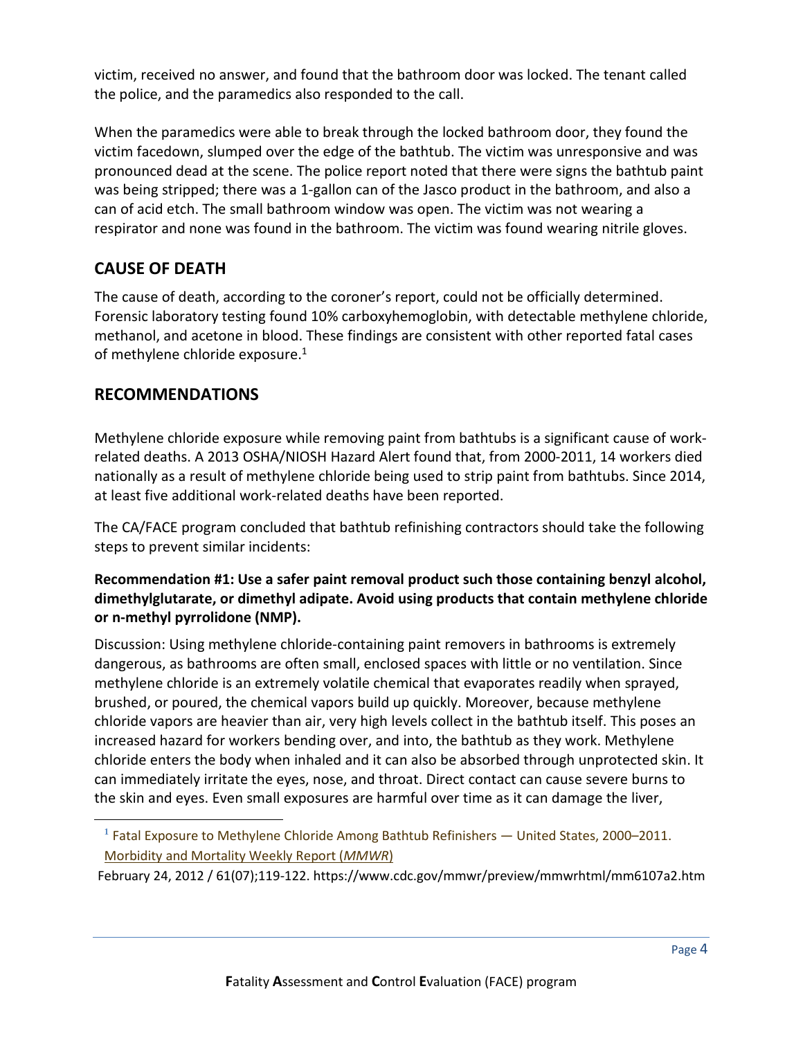victim, received no answer, and found that the bathroom door was locked. The tenant called the police, and the paramedics also responded to the call.

When the paramedics were able to break through the locked bathroom door, they found the victim facedown, slumped over the edge of the bathtub. The victim was unresponsive and was pronounced dead at the scene. The police report noted that there were signs the bathtub paint was being stripped; there was a 1-gallon can of the Jasco product in the bathroom, and also a can of acid etch. The small bathroom window was open. The victim was not wearing a respirator and none was found in the bathroom. The victim was found wearing nitrile gloves.

## CAUSE OF DEATH

The cause of death, according to the coroner's report, could not be officially determined. Forensic laboratory testing found 10% carboxyhemoglobin, with detectable methylene chloride, methanol, and acetone in blood. These findings are consistent with other reported fatal cases of methylene chloride exposure.[1]

## RECOMMENDATIONS

Methylene chloride exposure while removing paint from bathtubs is a significant cause of work-related deaths. A 2013 OSHA/NIOSH Hazard Alert found that, from 2000-2011, 14 workers died nationally as a result of methylene chloride being used to strip paint from bathtubs. Since 2014, at least five additional work-related deaths have been reported.

The CA/FACE program concluded that bathtub refinishing contractors should take the following steps to prevent similar incidents:

**Recommendation #1: Use a safer paint removal product such those containing benzyl alcohol, dimethylglutarate, or dimethyl adipate. Avoid using products that contain methylene chloride or n-methyl pyrrolidone (NMP).**

Discussion: Using methylene chloride-containing paint removers in bathrooms is extremely dangerous, as bathrooms are often small, enclosed spaces with little or no ventilation. Since methylene chloride is an extremely volatile chemical that evaporates readily when sprayed, brushed, or poured, the chemical vapors build up quickly. Moreover, because methylene chloride vapors are heavier than air, very high levels collect in the bathtub itself. This poses an increased hazard for workers bending over, and into, the bathtub as they work. Methylene chloride enters the body when inhaled and it can also be absorbed through unprotected skin. It can immediately irritate the eyes, nose, and throat. Direct contact can cause severe burns to the skin and eyes. Even small exposures are harmful over time as it can damage the liver,

---

[1] Fatal Exposure to Methylene Chloride Among Bathtub Refinishers — United States, 2000–2011. Morbidity and Mortality Weekly Report (*MMWR*)

February 24, 2012 / 61(07);119-122. https://www.cdc.gov/mmwr/preview/mmwrhtml/mm6107a2.htm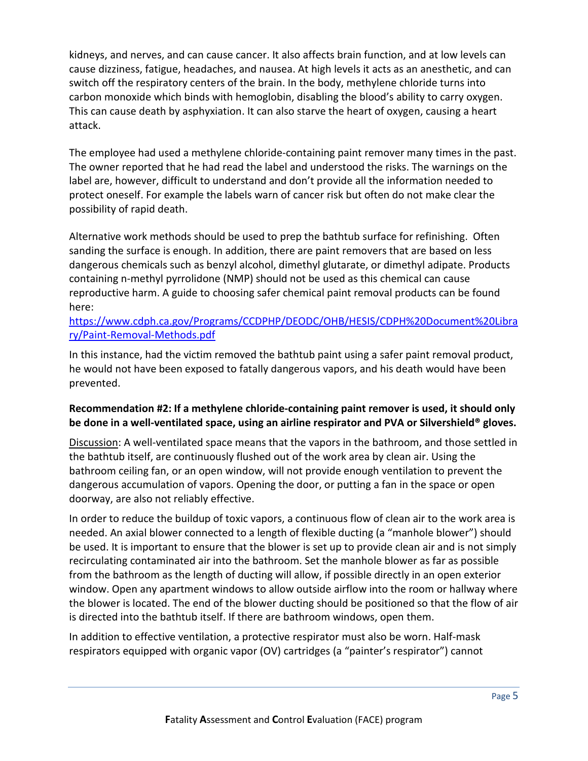kidneys, and nerves, and can cause cancer. It also affects brain function, and at low levels can cause dizziness, fatigue, headaches, and nausea. At high levels it acts as an anesthetic, and can switch off the respiratory centers of the brain. In the body, methylene chloride turns into carbon monoxide which binds with hemoglobin, disabling the blood's ability to carry oxygen. This can cause death by asphyxiation. It can also starve the heart of oxygen, causing a heart attack.

The employee had used a methylene chloride-containing paint remover many times in the past. The owner reported that he had read the label and understood the risks. The warnings on the label are, however, difficult to understand and don't provide all the information needed to protect oneself. For example the labels warn of cancer risk but often do not make clear the possibility of rapid death.

Alternative work methods should be used to prep the bathtub surface for refinishing. Often sanding the surface is enough. In addition, there are paint removers that are based on less dangerous chemicals such as benzyl alcohol, dimethyl glutarate, or dimethyl adipate. Products containing n-methyl pyrrolidone (NMP) should not be used as this chemical can cause reproductive harm. A guide to choosing safer chemical paint removal products can be found here:
[https://www.cdph.ca.gov/Programs/CCDPHP/DEODC/OHB/HESIS/CDPH%20Document%20Library/Paint-Removal-Methods.pdf](https://www.cdph.ca.gov/Programs/CCDPHP/DEODC/OHB/HESIS/CDPH%20Document%20Library/Paint-Removal-Methods.pdf)

In this instance, had the victim removed the bathtub paint using a safer paint removal product, he would not have been exposed to fatally dangerous vapors, and his death would have been prevented.

**Recommendation #2: If a methylene chloride-containing paint remover is used, it should only be done in a well-ventilated space, using an airline respirator and PVA or Silvershield® gloves.**

Discussion: A well-ventilated space means that the vapors in the bathroom, and those settled in the bathtub itself, are continuously flushed out of the work area by clean air. Using the bathroom ceiling fan, or an open window, will not provide enough ventilation to prevent the dangerous accumulation of vapors. Opening the door, or putting a fan in the space or open doorway, are also not reliably effective.

In order to reduce the buildup of toxic vapors, a continuous flow of clean air to the work area is needed. An axial blower connected to a length of flexible ducting (a "manhole blower") should be used. It is important to ensure that the blower is set up to provide clean air and is not simply recirculating contaminated air into the bathroom. Set the manhole blower as far as possible from the bathroom as the length of ducting will allow, if possible directly in an open exterior window. Open any apartment windows to allow outside airflow into the room or hallway where the blower is located. The end of the blower ducting should be positioned so that the flow of air is directed into the bathtub itself. If there are bathroom windows, open them.

In addition to effective ventilation, a protective respirator must also be worn. Half-mask respirators equipped with organic vapor (OV) cartridges (a "painter's respirator") cannot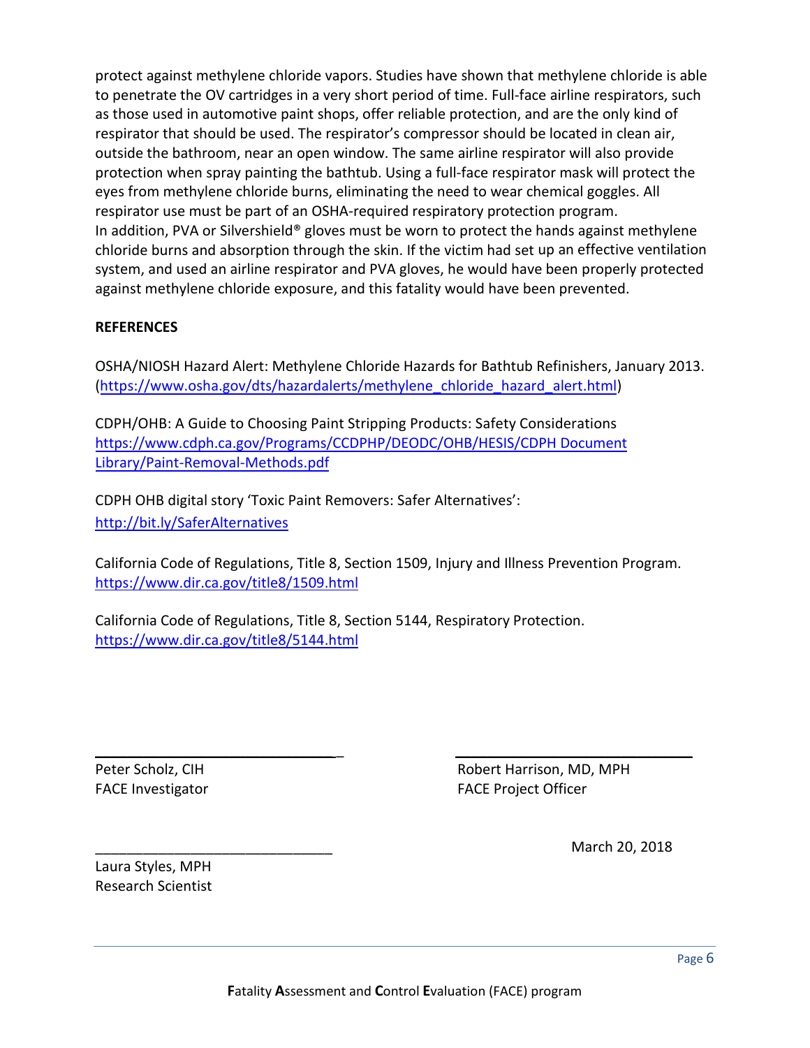protect against methylene chloride vapors. Studies have shown that methylene chloride is able to penetrate the OV cartridges in a very short period of time. Full-face airline respirators, such as those used in automotive paint shops, offer reliable protection, and are the only kind of respirator that should be used. The respirator's compressor should be located in clean air, outside the bathroom, near an open window. The same airline respirator will also provide protection when spray painting the bathtub. Using a full-face respirator mask will protect the eyes from methylene chloride burns, eliminating the need to wear chemical goggles. All respirator use must be part of an OSHA-required respiratory protection program.
In addition, PVA or Silvershield® gloves must be worn to protect the hands against methylene chloride burns and absorption through the skin. If the victim had set up an effective ventilation system, and used an airline respirator and PVA gloves, he would have been properly protected against methylene chloride exposure, and this fatality would have been prevented.

**REFERENCES**

OSHA/NIOSH Hazard Alert: Methylene Chloride Hazards for Bathtub Refinishers, January 2013. (https://www.osha.gov/dts/hazardalerts/methylene_chloride_hazard_alert.html)

CDPH/OHB: A Guide to Choosing Paint Stripping Products: Safety Considerations
https://www.cdph.ca.gov/Programs/CCDPHP/DEODC/OHB/HESIS/CDPH Document Library/Paint-Removal-Methods.pdf

CDPH OHB digital story 'Toxic Paint Removers: Safer Alternatives':
http://bit.ly/SaferAlternatives

California Code of Regulations, Title 8, Section 1509, Injury and Illness Prevention Program.
https://www.dir.ca.gov/title8/1509.html

California Code of Regulations, Title 8, Section 5144, Respiratory Protection.
https://www.dir.ca.gov/title8/5144.html

Peter Scholz, CIH
FACE Investigator

Robert Harrison, MD, MPH
FACE Project Officer

Laura Styles, MPH
Research Scientist

March 20, 2018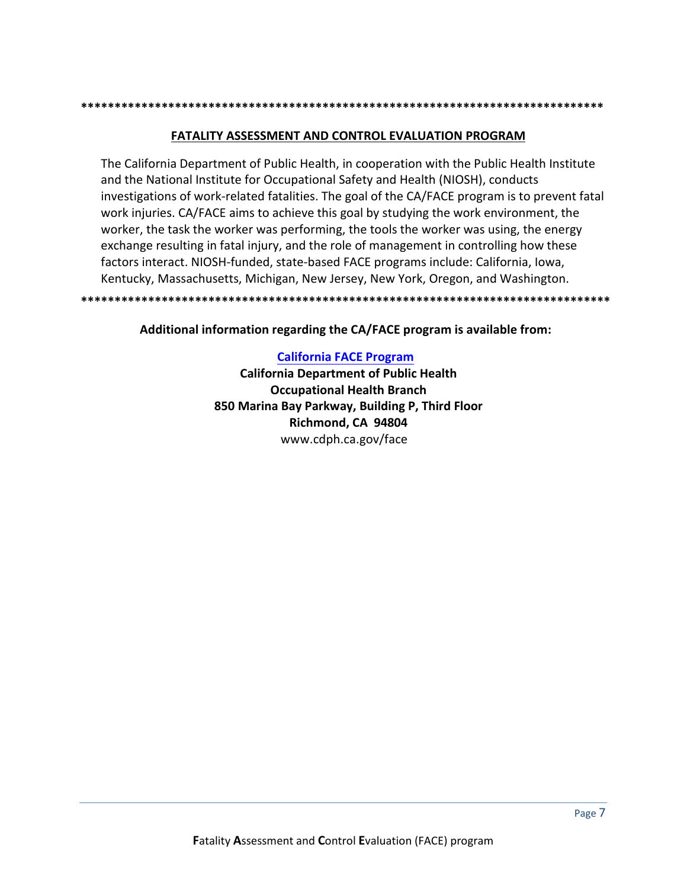******************************************************************************

## FATALITY ASSESSMENT AND CONTROL EVALUATION PROGRAM

The California Department of Public Health, in cooperation with the Public Health Institute and the National Institute for Occupational Safety and Health (NIOSH), conducts investigations of work-related fatalities. The goal of the CA/FACE program is to prevent fatal work injuries. CA/FACE aims to achieve this goal by studying the work environment, the worker, the task the worker was performing, the tools the worker was using, the energy exchange resulting in fatal injury, and the role of management in controlling how these factors interact. NIOSH-funded, state-based FACE programs include: California, Iowa, Kentucky, Massachusetts, Michigan, New Jersey, New York, Oregon, and Washington.

******************************************************************************

**Additional information regarding the CA/FACE program is available from:**

**California FACE Program**
**California Department of Public Health**
**Occupational Health Branch**
**850 Marina Bay Parkway, Building P, Third Floor**
**Richmond, CA 94804**
www.cdph.ca.gov/face